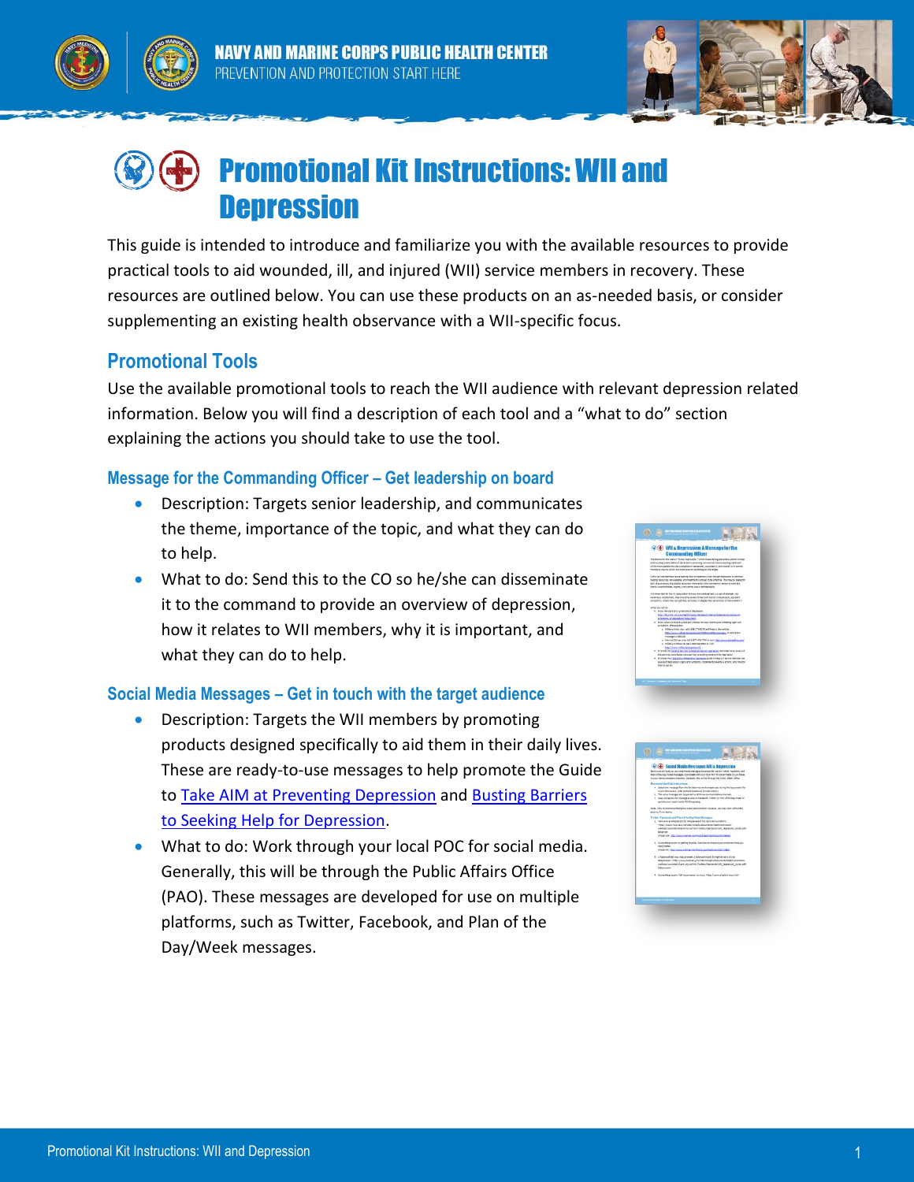# Promotional Kit Instructions: WII and Depression

This guide is intended to introduce and familiarize you with the available resources to provide practical tools to aid wounded, ill, and injured (WII) service members in recovery. These resources are outlined below. You can use these products on an as-needed basis, or consider supplementing an existing health observance with a WII-specific focus.

## Promotional Tools

Use the available promotional tools to reach the WII audience with relevant depression related information. Below you will find a description of each tool and a "what to do" section explaining the actions you should take to use the tool.

### Message for the Commanding Officer – Get leadership on board

- Description: Targets senior leadership, and communicates the theme, importance of the topic, and what they can do to help.
- What to do: Send this to the CO so he/she can disseminate it to the command to provide an overview of depression, how it relates to WII members, why it is important, and what they can do to help.

### Social Media Messages – Get in touch with the target audience

- Description: Targets the WII members by promoting products designed specifically to aid them in their daily lives. These are ready-to-use messages to help promote the Guide to Take AIM at Preventing Depression and Busting Barriers to Seeking Help for Depression.
- What to do: Work through your local POC for social media. Generally, this will be through the Public Affairs Office (PAO). These messages are developed for use on multiple platforms, such as Twitter, Facebook, and Plan of the Day/Week messages.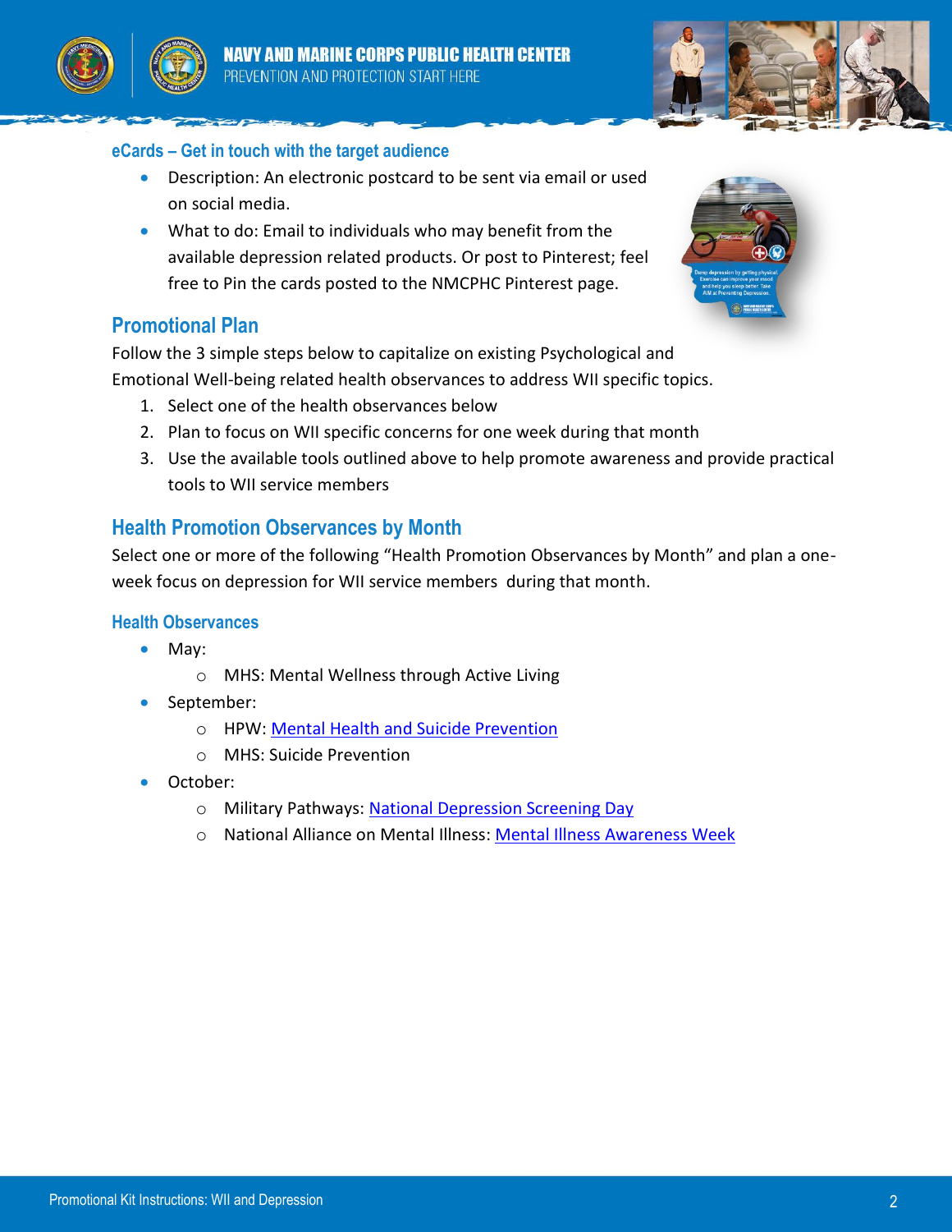### eCards – Get in touch with the target audience

- Description: An electronic postcard to be sent via email or used on social media.
- What to do: Email to individuals who may benefit from the available depression related products. Or post to Pinterest; feel free to Pin the cards posted to the NMCPHC Pinterest page.

## Promotional Plan

Follow the 3 simple steps below to capitalize on existing Psychological and Emotional Well-being related health observances to address WII specific topics.

1. Select one of the health observances below
2. Plan to focus on WII specific concerns for one week during that month
3. Use the available tools outlined above to help promote awareness and provide practical tools to WII service members

## Health Promotion Observances by Month

Select one or more of the following "Health Promotion Observances by Month" and plan a one-week focus on depression for WII service members during that month.

### Health Observances

- May:
  - MHS: Mental Wellness through Active Living
- September:
  - HPW: Mental Health and Suicide Prevention
  - MHS: Suicide Prevention
- October:
  - Military Pathways: National Depression Screening Day
  - National Alliance on Mental Illness: Mental Illness Awareness Week